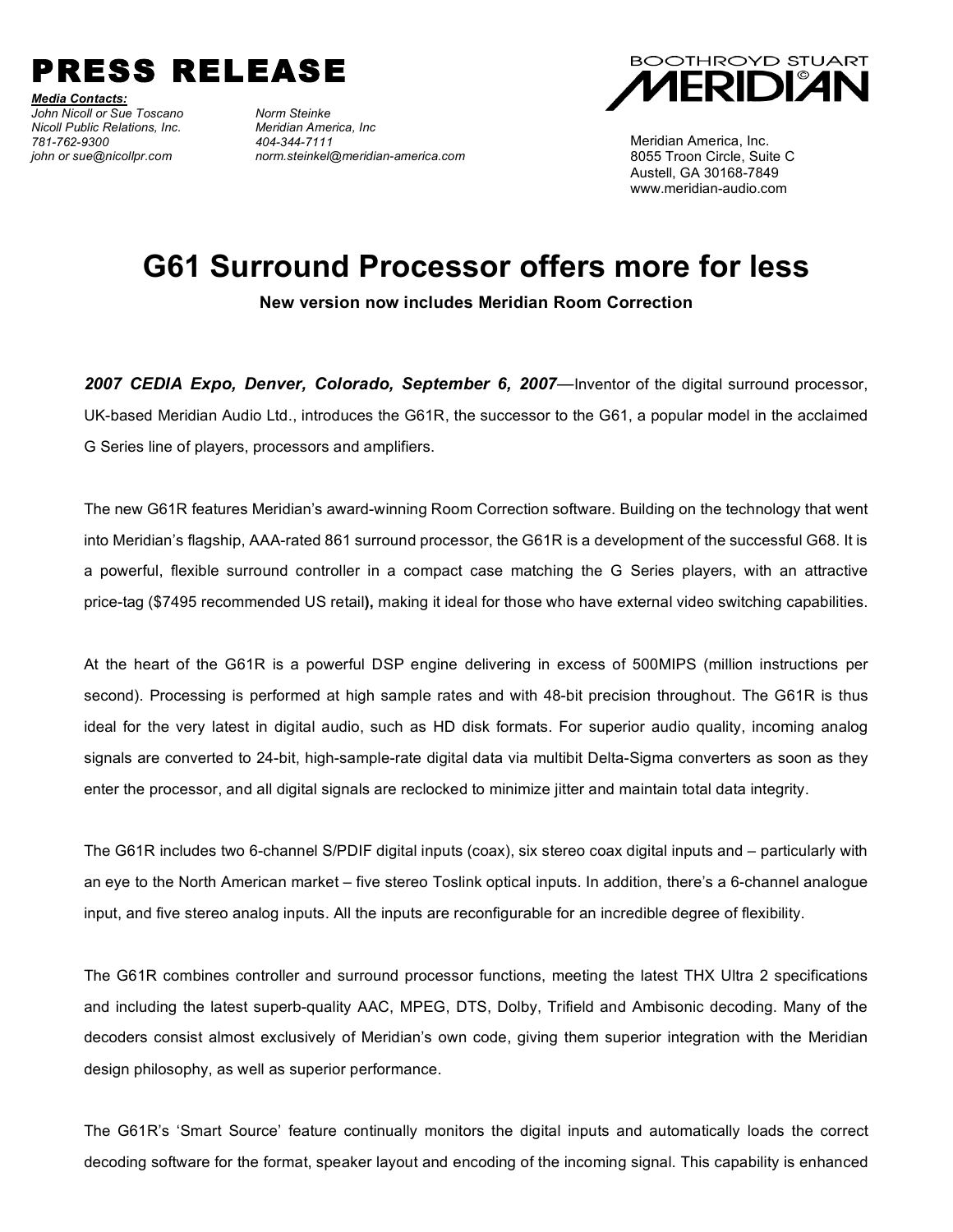# PRESS RELEASE

***Media Contacts:***

*John Nicoll or Sue Toscano*
*Nicoll Public Relations, Inc.*
*781-762-9300*
*john or sue@nicollpr.com*

*Norm Steinke*
*Meridian America, Inc*
*404-344-7111*
*norm.steinkel@meridian-america.com*

BOOTHROYD STUART MERIDIAN

Meridian America, Inc.
8055 Troon Circle, Suite C
Austell, GA 30168-7849
www.meridian-audio.com

# G61 Surround Processor offers more for less

**New version now includes Meridian Room Correction**

***2007 CEDIA Expo, Denver, Colorado, September 6, 2007***—Inventor of the digital surround processor, UK-based Meridian Audio Ltd., introduces the G61R, the successor to the G61, a popular model in the acclaimed G Series line of players, processors and amplifiers.

The new G61R features Meridian's award-winning Room Correction software. Building on the technology that went into Meridian's flagship, AAA-rated 861 surround processor, the G61R is a development of the successful G68. It is a powerful, flexible surround controller in a compact case matching the G Series players, with an attractive price-tag ($7495 recommended US retail**),** making it ideal for those who have external video switching capabilities.

At the heart of the G61R is a powerful DSP engine delivering in excess of 500MIPS (million instructions per second). Processing is performed at high sample rates and with 48-bit precision throughout. The G61R is thus ideal for the very latest in digital audio, such as HD disk formats. For superior audio quality, incoming analog signals are converted to 24-bit, high-sample-rate digital data via multibit Delta-Sigma converters as soon as they enter the processor, and all digital signals are reclocked to minimize jitter and maintain total data integrity.

The G61R includes two 6-channel S/PDIF digital inputs (coax), six stereo coax digital inputs and – particularly with an eye to the North American market – five stereo Toslink optical inputs. In addition, there's a 6-channel analogue input, and five stereo analog inputs. All the inputs are reconfigurable for an incredible degree of flexibility.

The G61R combines controller and surround processor functions, meeting the latest THX Ultra 2 specifications and including the latest superb-quality AAC, MPEG, DTS, Dolby, Trifield and Ambisonic decoding. Many of the decoders consist almost exclusively of Meridian's own code, giving them superior integration with the Meridian design philosophy, as well as superior performance.

The G61R's 'Smart Source' feature continually monitors the digital inputs and automatically loads the correct decoding software for the format, speaker layout and encoding of the incoming signal. This capability is enhanced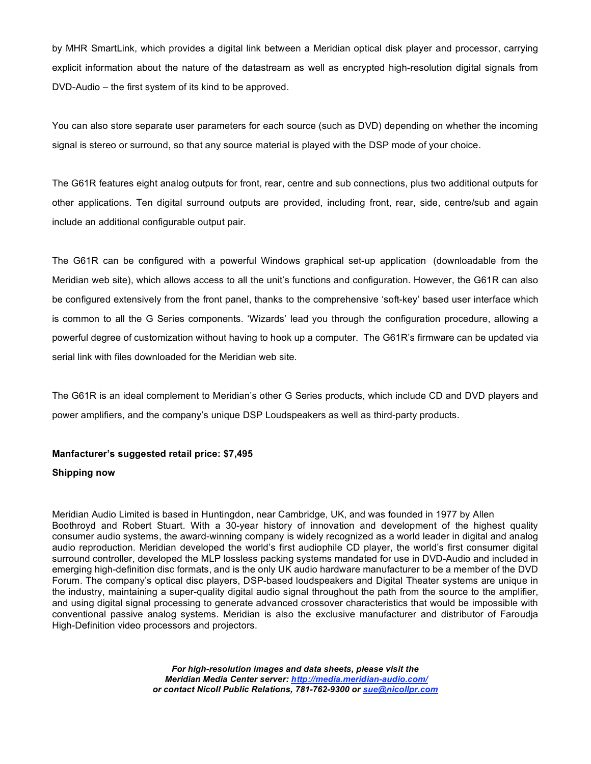by MHR SmartLink, which provides a digital link between a Meridian optical disk player and processor, carrying explicit information about the nature of the datastream as well as encrypted high-resolution digital signals from DVD-Audio – the first system of its kind to be approved.

You can also store separate user parameters for each source (such as DVD) depending on whether the incoming signal is stereo or surround, so that any source material is played with the DSP mode of your choice.

The G61R features eight analog outputs for front, rear, centre and sub connections, plus two additional outputs for other applications. Ten digital surround outputs are provided, including front, rear, side, centre/sub and again include an additional configurable output pair.

The G61R can be configured with a powerful Windows graphical set-up application (downloadable from the Meridian web site), which allows access to all the unit's functions and configuration. However, the G61R can also be configured extensively from the front panel, thanks to the comprehensive 'soft-key' based user interface which is common to all the G Series components. 'Wizards' lead you through the configuration procedure, allowing a powerful degree of customization without having to hook up a computer. The G61R's firmware can be updated via serial link with files downloaded for the Meridian web site.

The G61R is an ideal complement to Meridian's other G Series products, which include CD and DVD players and power amplifiers, and the company's unique DSP Loudspeakers as well as third-party products.

**Manfacturer's suggested retail price: $7,495**

**Shipping now**

Meridian Audio Limited is based in Huntingdon, near Cambridge, UK, and was founded in 1977 by Allen Boothroyd and Robert Stuart. With a 30-year history of innovation and development of the highest quality consumer audio systems, the award-winning company is widely recognized as a world leader in digital and analog audio reproduction. Meridian developed the world's first audiophile CD player, the world's first consumer digital surround controller, developed the MLP lossless packing systems mandated for use in DVD-Audio and included in emerging high-definition disc formats, and is the only UK audio hardware manufacturer to be a member of the DVD Forum. The company's optical disc players, DSP-based loudspeakers and Digital Theater systems are unique in the industry, maintaining a super-quality digital audio signal throughout the path from the source to the amplifier, and using digital signal processing to generate advanced crossover characteristics that would be impossible with conventional passive analog systems. Meridian is also the exclusive manufacturer and distributor of Faroudja High-Definition video processors and projectors.

***For high-resolution images and data sheets, please visit the Meridian Media Center server: http://media.meridian-audio.com/ or contact Nicoll Public Relations, 781-762-9300 or sue@nicollpr.com***